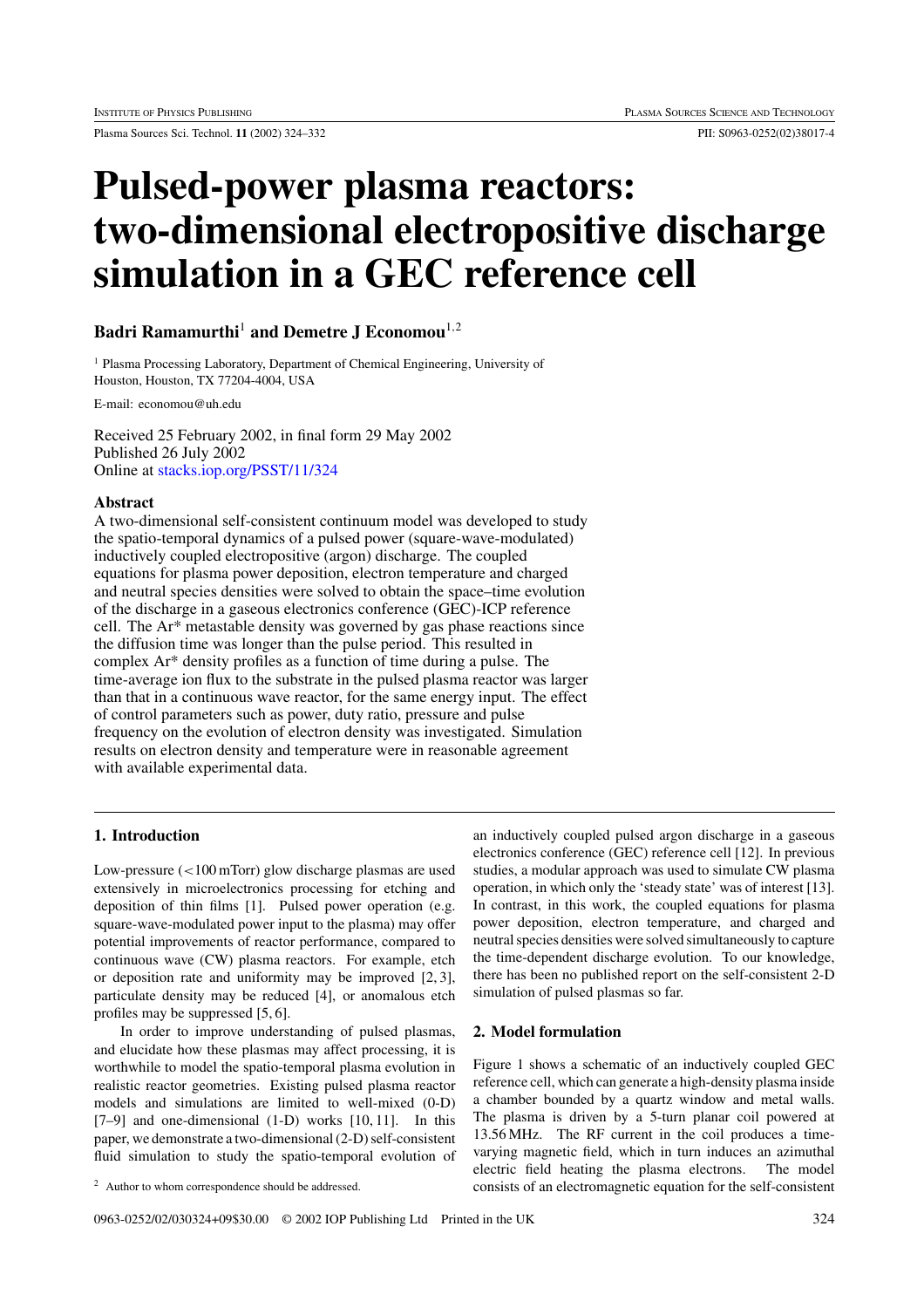# Pulsed-power plasma reactors: two-dimensional electropositive discharge simulation in a GEC reference cell

**Badri Ramamurthi**[1] **and Demetre J Economou**[1,2]

[1] Plasma Processing Laboratory, Department of Chemical Engineering, University of Houston, Houston, TX 77204-4004, USA

E-mail: economou@uh.edu

Received 25 February 2002, in final form 29 May 2002
Published 26 July 2002
Online at stacks.iop.org/PSST/11/324

### Abstract

A two-dimensional self-consistent continuum model was developed to study the spatio-temporal dynamics of a pulsed power (square-wave-modulated) inductively coupled electropositive (argon) discharge. The coupled equations for plasma power deposition, electron temperature and charged and neutral species densities were solved to obtain the space–time evolution of the discharge in a gaseous electronics conference (GEC)-ICP reference cell. The Ar* metastable density was governed by gas phase reactions since the diffusion time was longer than the pulse period. This resulted in complex Ar* density profiles as a function of time during a pulse. The time-average ion flux to the substrate in the pulsed plasma reactor was larger than that in a continuous wave reactor, for the same energy input. The effect of control parameters such as power, duty ratio, pressure and pulse frequency on the evolution of electron density was investigated. Simulation results on electron density and temperature were in reasonable agreement with available experimental data.

## 1. Introduction

Low-pressure (<100 mTorr) glow discharge plasmas are used extensively in microelectronics processing for etching and deposition of thin films [1]. Pulsed power operation (e.g. square-wave-modulated power input to the plasma) may offer potential improvements of reactor performance, compared to continuous wave (CW) plasma reactors. For example, etch or deposition rate and uniformity may be improved [2, 3], particulate density may be reduced [4], or anomalous etch profiles may be suppressed [5, 6].

In order to improve understanding of pulsed plasmas, and elucidate how these plasmas may affect processing, it is worthwhile to model the spatio-temporal plasma evolution in realistic reactor geometries. Existing pulsed plasma reactor models and simulations are limited to well-mixed (0-D) [7–9] and one-dimensional (1-D) works [10, 11]. In this paper, we demonstrate a two-dimensional (2-D) self-consistent fluid simulation to study the spatio-temporal evolution of an inductively coupled pulsed argon discharge in a gaseous electronics conference (GEC) reference cell [12]. In previous studies, a modular approach was used to simulate CW plasma operation, in which only the 'steady state' was of interest [13]. In contrast, in this work, the coupled equations for plasma power deposition, electron temperature, and charged and neutral species densities were solved simultaneously to capture the time-dependent discharge evolution. To our knowledge, there has been no published report on the self-consistent 2-D simulation of pulsed plasmas so far.

## 2. Model formulation

Figure 1 shows a schematic of an inductively coupled GEC reference cell, which can generate a high-density plasma inside a chamber bounded by a quartz window and metal walls. The plasma is driven by a 5-turn planar coil powered at 13.56 MHz. The RF current in the coil produces a time-varying magnetic field, which in turn induces an azimuthal electric field heating the plasma electrons. The model consists of an electromagnetic equation for the self-consistent

[2] Author to whom correspondence should be addressed.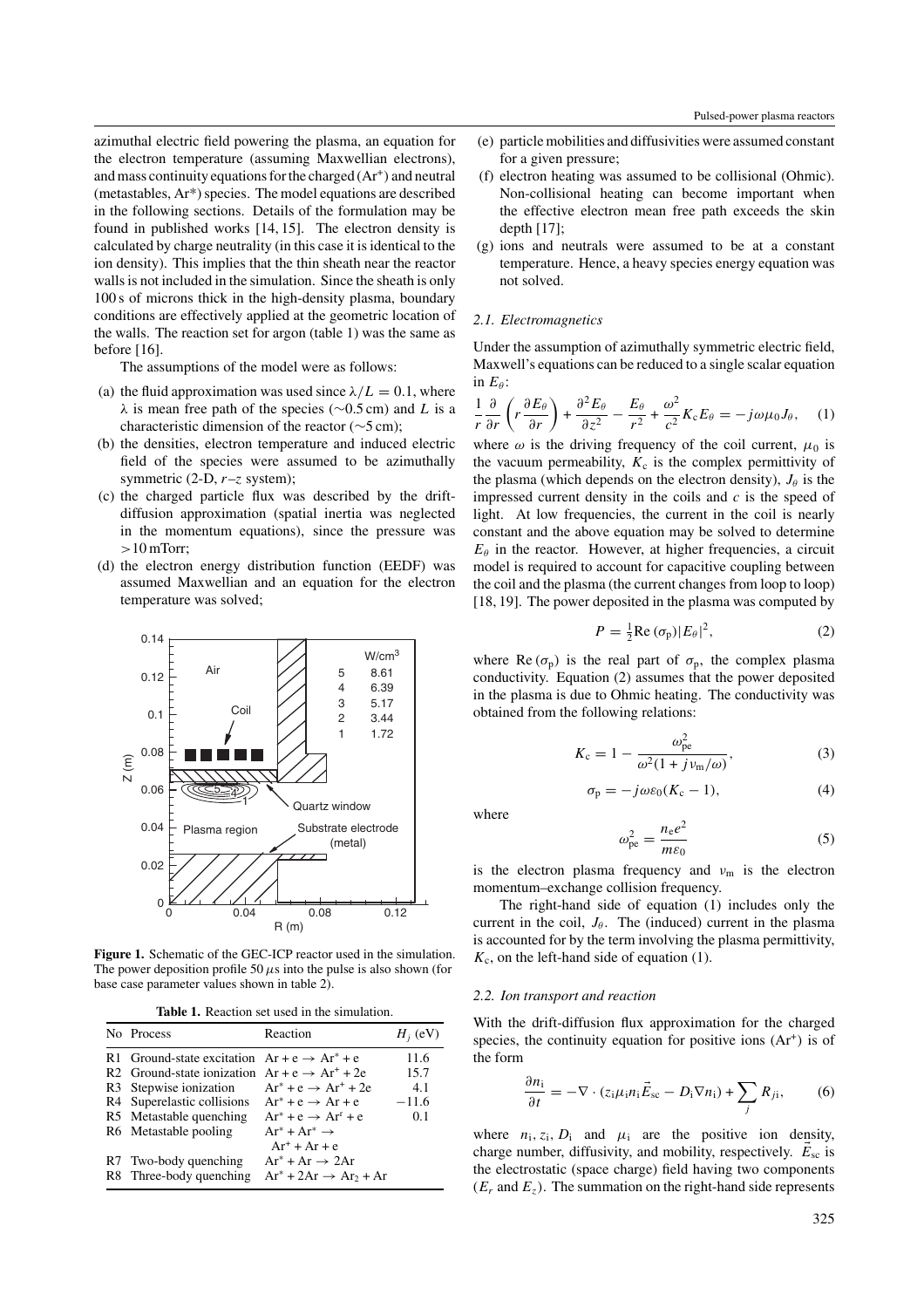azimuthal electric field powering the plasma, an equation for the electron temperature (assuming Maxwellian electrons), and mass continuity equations for the charged ($Ar^+$) and neutral (metastables, Ar*) species. The model equations are described in the following sections. Details of the formulation may be found in published works [14, 15]. The electron density is calculated by charge neutrality (in this case it is identical to the ion density). This implies that the thin sheath near the reactor walls is not included in the simulation. Since the sheath is only 100 s of microns thick in the high-density plasma, boundary conditions are effectively applied at the geometric location of the walls. The reaction set for argon (table 1) was the same as before [16].

The assumptions of the model were as follows:

(a) the fluid approximation was used since $\lambda/L = 0.1$, where $\lambda$ is mean free path of the species (∼0.5 cm) and $L$ is a characteristic dimension of the reactor (∼5 cm);
(b) the densities, electron temperature and induced electric field of the species were assumed to be azimuthally symmetric (2-D, $r$–$z$ system);
(c) the charged particle flux was described by the drift-diffusion approximation (spatial inertia was neglected in the momentum equations), since the pressure was >10 mTorr;
(d) the electron energy distribution function (EEDF) was assumed Maxwellian and an equation for the electron temperature was solved;
(e) particle mobilities and diffusivities were assumed constant for a given pressure;
(f) electron heating was assumed to be collisional (Ohmic). Non-collisional heating can become important when the effective electron mean free path exceeds the skin depth [17];
(g) ions and neutrals were assumed to be at a constant temperature. Hence, a heavy species energy equation was not solved.

**Figure 1.** Schematic of the GEC-ICP reactor used in the simulation. The power deposition profile 50 $\mu$s into the pulse is also shown (for base case parameter values shown in table 2).

**Table 1.** Reaction set used in the simulation.

| No | Process | Reaction | $H_j$ (eV) |
|---|---|---|---|
| R1 | Ground-state excitation | $Ar + e \rightarrow Ar^* + e$ | 11.6 |
| R2 | Ground-state ionization | $Ar + e \rightarrow Ar^+ + 2e$ | 15.7 |
| R3 | Stepwise ionization | $Ar^* + e \rightarrow Ar^+ + 2e$ | 4.1 |
| R4 | Superelastic collisions | $Ar^* + e \rightarrow Ar + e$ | −11.6 |
| R5 | Metastable quenching | $Ar^* + e \rightarrow Ar^r + e$ | 0.1 |
| R6 | Metastable pooling | $Ar^* + Ar^* \rightarrow Ar^+ + Ar + e$ | |
| R7 | Two-body quenching | $Ar^* + Ar \rightarrow 2Ar$ | |
| R8 | Three-body quenching | $Ar^* + 2Ar \rightarrow Ar_2 + Ar$ | |

### 2.1. Electromagnetics

Under the assumption of azimuthally symmetric electric field, Maxwell's equations can be reduced to a single scalar equation in $E_\theta$:

$$\frac{1}{r}\frac{\partial}{\partial r}\left(r\frac{\partial E_\theta}{\partial r}\right) + \frac{\partial^2 E_\theta}{\partial z^2} - \frac{E_\theta}{r^2} + \frac{\omega^2}{c^2}K_c E_\theta = -j\omega\mu_0 J_\theta, \quad (1)$$

where $\omega$ is the driving frequency of the coil current, $\mu_0$ is the vacuum permeability, $K_c$ is the complex permittivity of the plasma (which depends on the electron density), $J_\theta$ is the impressed current density in the coils and $c$ is the speed of light. At low frequencies, the current in the coil is nearly constant and the above equation may be solved to determine $E_\theta$ in the reactor. However, at higher frequencies, a circuit model is required to account for capacitive coupling between the coil and the plasma (the current changes from loop to loop) [18, 19]. The power deposited in the plasma was computed by

$$P = \tfrac{1}{2}\mathrm{Re}\,(\sigma_p)|E_\theta|^2, \quad (2)$$

where $\mathrm{Re}\,(\sigma_p)$ is the real part of $\sigma_p$, the complex plasma conductivity. Equation (2) assumes that the power deposited in the plasma is due to Ohmic heating. The conductivity was obtained from the following relations:

$$K_c = 1 - \frac{\omega_{pe}^2}{\omega^2(1 + j\nu_m/\omega)}, \quad (3)$$

$$\sigma_p = -j\omega\varepsilon_0(K_c - 1), \quad (4)$$

where

$$\omega_{pe}^2 = \frac{n_e e^2}{m\varepsilon_0} \quad (5)$$

is the electron plasma frequency and $\nu_m$ is the electron momentum–exchange collision frequency.

The right-hand side of equation (1) includes only the current in the coil, $J_\theta$. The (induced) current in the plasma is accounted for by the term involving the plasma permittivity, $K_c$, on the left-hand side of equation (1).

### 2.2. Ion transport and reaction

With the drift-diffusion flux approximation for the charged species, the continuity equation for positive ions ($Ar^+$) is of the form

$$\frac{\partial n_i}{\partial t} = -\nabla \cdot (z_i\mu_i n_i \vec{E}_{sc} - D_i\nabla n_i) + \sum_j R_{ji}, \quad (6)$$

where $n_i, z_i, D_i$ and $\mu_i$ are the positive ion density, charge number, diffusivity, and mobility, respectively. $\vec{E}_{sc}$ is the electrostatic (space charge) field having two components ($E_r$ and $E_z$). The summation on the right-hand side represents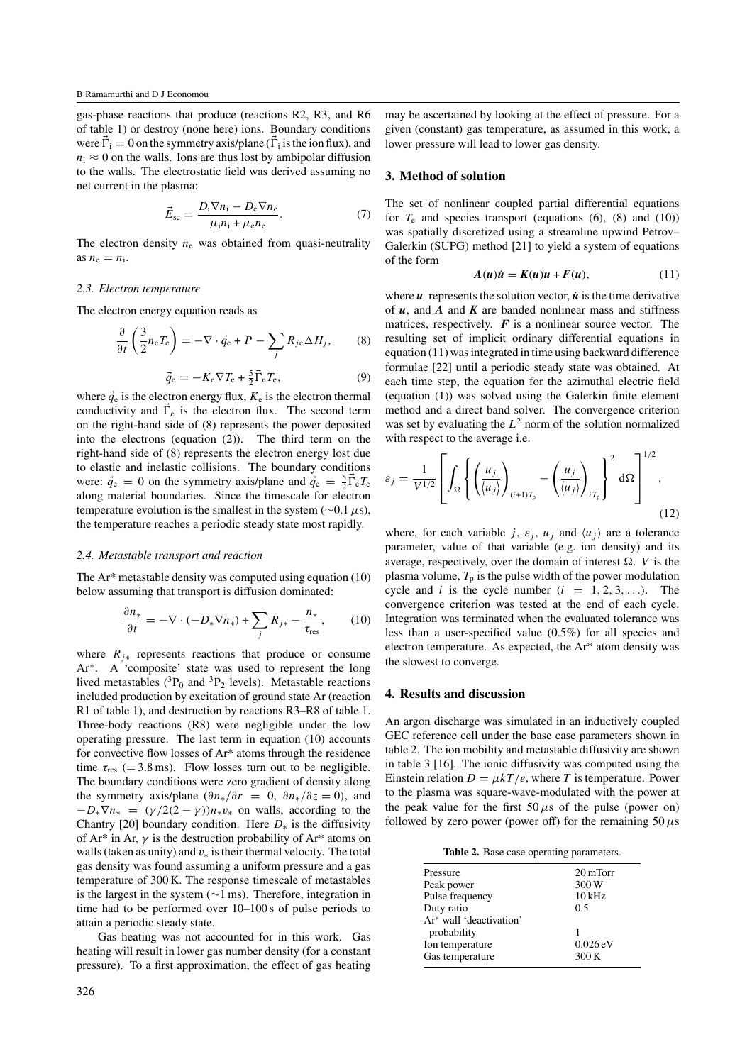gas-phase reactions that produce (reactions R2, R3, and R6 of table 1) or destroy (none here) ions. Boundary conditions were $\vec{\Gamma}_i = 0$ on the symmetry axis/plane ($\vec{\Gamma}_i$ is the ion flux), and $n_i \approx 0$ on the walls. Ions are thus lost by ambipolar diffusion to the walls. The electrostatic field was derived assuming no net current in the plasma:

$$\vec{E}_{sc} = \frac{D_i \nabla n_i - D_e \nabla n_e}{\mu_i n_i + \mu_e n_e}. \tag{7}$$

The electron density $n_e$ was obtained from quasi-neutrality as $n_e = n_i$.

### 2.3. Electron temperature

The electron energy equation reads as

$$\frac{\partial}{\partial t}\left(\frac{3}{2} n_e T_e\right) = -\nabla \cdot \vec{q}_e + P - \sum_j R_{je} \Delta H_j, \tag{8}$$

$$\vec{q}_e = -K_e \nabla T_e + \tfrac{5}{2} \vec{\Gamma}_e T_e, \tag{9}$$

where $\vec{q}_e$ is the electron energy flux, $K_e$ is the electron thermal conductivity and $\vec{\Gamma}_e$ is the electron flux. The second term on the right-hand side of (8) represents the power deposited into the electrons (equation (2)). The third term on the right-hand side of (8) represents the electron energy lost due to elastic and inelastic collisions. The boundary conditions were: $\vec{q}_e = 0$ on the symmetry axis/plane and $\vec{q}_e = \frac{5}{2}\vec{\Gamma}_e T_e$ along material boundaries. Since the timescale for electron temperature evolution is the smallest in the system ($\sim 0.1\,\mu$s), the temperature reaches a periodic steady state most rapidly.

### 2.4. Metastable transport and reaction

The Ar* metastable density was computed using equation (10) below assuming that transport is diffusion dominated:

$$\frac{\partial n_*}{\partial t} = -\nabla \cdot (-D_* \nabla n_*) + \sum_j R_{j*} - \frac{n_*}{\tau_{res}}, \tag{10}$$

where $R_{j*}$ represents reactions that produce or consume Ar*. A 'composite' state was used to represent the long lived metastables ($^3P_0$ and $^3P_2$ levels). Metastable reactions included production by excitation of ground state Ar (reaction R1 of table 1), and destruction by reactions R3–R8 of table 1. Three-body reactions (R8) were negligible under the low operating pressure. The last term in equation (10) accounts for convective flow losses of Ar* atoms through the residence time $\tau_{res}$ ($= 3.8$ ms). Flow losses turn out to be negligible. The boundary conditions were zero gradient of density along the symmetry axis/plane ($\partial n_*/\partial r = 0$, $\partial n_*/\partial z = 0$), and $-D_* \nabla n_* = (\gamma/2(2-\gamma)) n_* v_*$ on walls, according to the Chantry [20] boundary condition. Here $D_*$ is the diffusivity of Ar* in Ar, $\gamma$ is the destruction probability of Ar* atoms on walls (taken as unity) and $v_*$ is their thermal velocity. The total gas density was found assuming a uniform pressure and a gas temperature of 300 K. The response timescale of metastables is the largest in the system ($\sim$1 ms). Therefore, integration in time had to be performed over 10–100 s of pulse periods to attain a periodic steady state.

Gas heating was not accounted for in this work. Gas heating will result in lower gas number density (for a constant pressure). To a first approximation, the effect of gas heating may be ascertained by looking at the effect of pressure. For a given (constant) gas temperature, as assumed in this work, a lower pressure will lead to lower gas density.

## 3. Method of solution

The set of nonlinear coupled partial differential equations for $T_e$ and species transport (equations (6), (8) and (10)) was spatially discretized using a streamline upwind Petrov–Galerkin (SUPG) method [21] to yield a system of equations of the form

$$\boldsymbol{A}(\boldsymbol{u})\dot{\boldsymbol{u}} = \boldsymbol{K}(\boldsymbol{u})\boldsymbol{u} + \boldsymbol{F}(\boldsymbol{u}), \tag{11}$$

where $\boldsymbol{u}$ represents the solution vector, $\dot{\boldsymbol{u}}$ is the time derivative of $\boldsymbol{u}$, and $\boldsymbol{A}$ and $\boldsymbol{K}$ are banded nonlinear mass and stiffness matrices, respectively. $\boldsymbol{F}$ is a nonlinear source vector. The resulting set of implicit ordinary differential equations in equation (11) was integrated in time using backward difference formulae [22] until a periodic steady state was obtained. At each time step, the equation for the azimuthal electric field (equation (1)) was solved using the Galerkin finite element method and a direct band solver. The convergence criterion was set by evaluating the $L^2$ norm of the solution normalized with respect to the average i.e.

$$\varepsilon_j = \frac{1}{V^{1/2}} \left[ \int_\Omega \left\{ \left(\frac{u_j}{\langle u_j \rangle}\right)_{(i+1)T_p} - \left(\frac{u_j}{\langle u_j \rangle}\right)_{iT_p} \right\}^2 \mathrm{d}\Omega \right]^{1/2}, \tag{12}$$

where, for each variable $j$, $\varepsilon_j$, $u_j$ and $\langle u_j \rangle$ are a tolerance parameter, value of that variable (e.g. ion density) and its average, respectively, over the domain of interest $\Omega$. $V$ is the plasma volume, $T_p$ is the pulse width of the power modulation cycle and $i$ is the cycle number ($i = 1, 2, 3, \ldots$). The convergence criterion was tested at the end of each cycle. Integration was terminated when the evaluated tolerance was less than a user-specified value (0.5%) for all species and electron temperature. As expected, the Ar* atom density was the slowest to converge.

## 4. Results and discussion

An argon discharge was simulated in an inductively coupled GEC reference cell under the base case parameters shown in table 2. The ion mobility and metastable diffusivity are shown in table 3 [16]. The ionic diffusivity was computed using the Einstein relation $D = \mu kT/e$, where $T$ is temperature. Power to the plasma was square-wave-modulated with the power at the peak value for the first 50 $\mu$s of the pulse (power on) followed by zero power (power off) for the remaining 50 $\mu$s

**Table 2.** Base case operating parameters.

| | |
|---|---|
| Pressure | 20 mTorr |
| Peak power | 300 W |
| Pulse frequency | 10 kHz |
| Duty ratio | 0.5 |
| Ar* wall 'deactivation' probability | 1 |
| Ion temperature | 0.026 eV |
| Gas temperature | 300 K |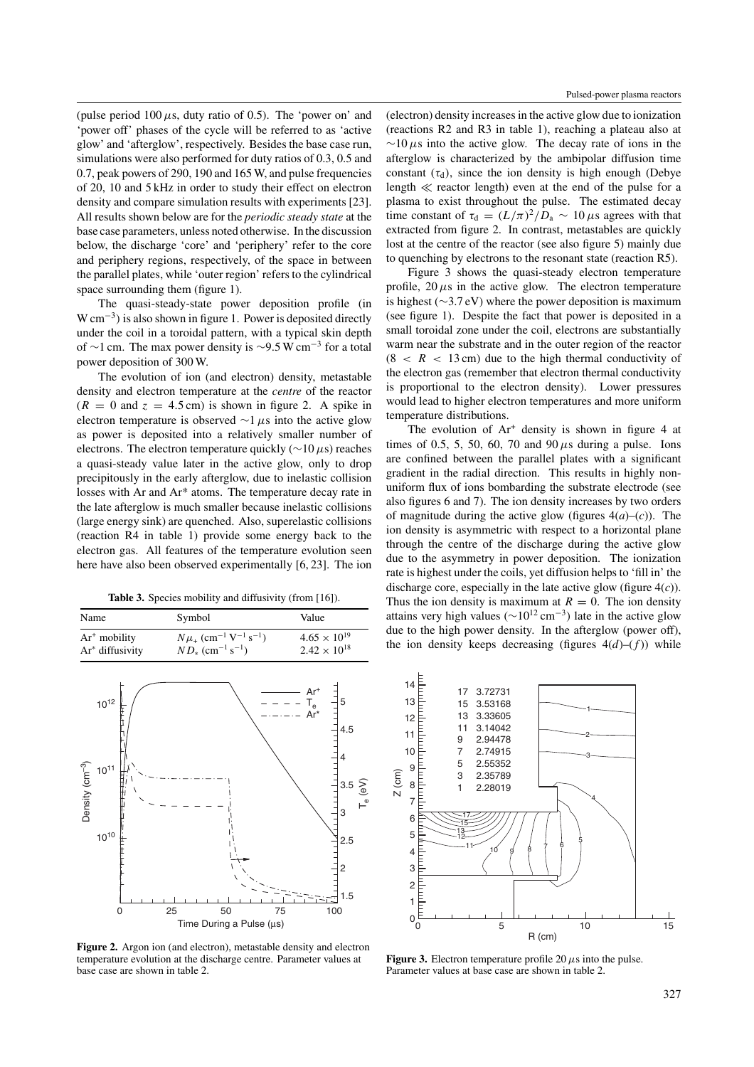(pulse period 100 $\mu$s, duty ratio of 0.5). The 'power on' and 'power off' phases of the cycle will be referred to as 'active glow' and 'afterglow', respectively. Besides the base case run, simulations were also performed for duty ratios of 0.3, 0.5 and 0.7, peak powers of 290, 190 and 165 W, and pulse frequencies of 20, 10 and 5 kHz in order to study their effect on electron density and compare simulation results with experiments [23]. All results shown below are for the *periodic steady state* at the base case parameters, unless noted otherwise. In the discussion below, the discharge 'core' and 'periphery' refer to the core and periphery regions, respectively, of the space in between the parallel plates, while 'outer region' refers to the cylindrical space surrounding them (figure 1).

The quasi-steady-state power deposition profile (in W cm$^{-3}$) is also shown in figure 1. Power is deposited directly under the coil in a toroidal pattern, with a typical skin depth of ~1 cm. The max power density is ~9.5 W cm$^{-3}$ for a total power deposition of 300 W.

The evolution of ion (and electron) density, metastable density and electron temperature at the *centre* of the reactor ($R = 0$ and $z = 4.5$ cm) is shown in figure 2. A spike in electron temperature is observed ~1 $\mu$s into the active glow as power is deposited into a relatively smaller number of electrons. The electron temperature quickly (~10 $\mu$s) reaches a quasi-steady value later in the active glow, only to drop precipitously in the early afterglow, due to inelastic collision losses with Ar and Ar* atoms. The temperature decay rate in the late afterglow is much smaller because inelastic collisions (large energy sink) are quenched. Also, superelastic collisions (reaction R4 in table 1) provide some energy back to the electron gas. All features of the temperature evolution seen here have also been observed experimentally [6, 23]. The ion (electron) density increases in the active glow due to ionization (reactions R2 and R3 in table 1), reaching a plateau also at ~10 $\mu$s into the active glow. The decay rate of ions in the afterglow is characterized by the ambipolar diffusion time constant ($\tau_d$), since the ion density is high enough (Debye length $\ll$ reactor length) even at the end of the pulse for a plasma to exist throughout the pulse. The estimated decay time constant of $\tau_d = (L/\pi)^2/D_a \sim 10\,\mu$s agrees with that extracted from figure 2. In contrast, metastables are quickly lost at the centre of the reactor (see also figure 5) mainly due to quenching by electrons to the resonant state (reaction R5).

**Table 3.** Species mobility and diffusivity (from [16]).

| Name | Symbol | Value |
|---|---|---|
| Ar$^+$ mobility | $N\mu_+$ (cm$^{-1}$ V$^{-1}$ s$^{-1}$) | $4.65 \times 10^{19}$ |
| Ar* diffusivity | $ND_*$ (cm$^{-1}$ s$^{-1}$) | $2.42 \times 10^{18}$ |

**Figure 2.** Argon ion (and electron), metastable density and electron temperature evolution at the discharge centre. Parameter values at base case are shown in table 2.

Figure 3 shows the quasi-steady electron temperature profile, 20 $\mu$s in the active glow. The electron temperature is highest (~3.7 eV) where the power deposition is maximum (see figure 1). Despite the fact that power is deposited in a small toroidal zone under the coil, electrons are substantially warm near the substrate and in the outer region of the reactor ($8 < R < 13$ cm) due to the high thermal conductivity of the electron gas (remember that electron thermal conductivity is proportional to the electron density). Lower pressures would lead to higher electron temperatures and more uniform temperature distributions.

The evolution of Ar$^+$ density is shown in figure 4 at times of 0.5, 5, 50, 60, 70 and 90 $\mu$s during a pulse. Ions are confined between the parallel plates with a significant gradient in the radial direction. This results in highly non-uniform flux of ions bombarding the substrate electrode (see also figures 6 and 7). The ion density increases by two orders of magnitude during the active glow (figures 4(*a*)–(*c*)). The ion density is asymmetric with respect to a horizontal plane through the centre of the discharge during the active glow due to the asymmetry in power deposition. The ionization rate is highest under the coils, yet diffusion helps to 'fill in' the discharge core, especially in the late active glow (figure 4(*c*)). Thus the ion density is maximum at $R = 0$. The ion density attains very high values (~$10^{12}$ cm$^{-3}$) late in the active glow due to the high power density. In the afterglow (power off), the ion density keeps decreasing (figures 4(*d*)–(*f*)) while

**Figure 3.** Electron temperature profile 20 $\mu$s into the pulse. Parameter values at base case are shown in table 2.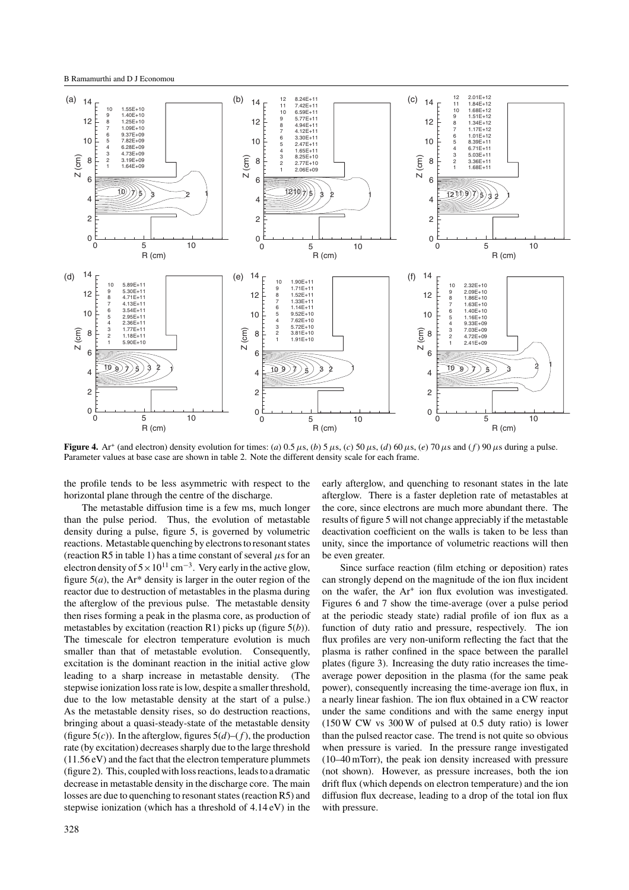**Figure 4.** $Ar^+$ (and electron) density evolution for times: (*a*) 0.5 $\mu$s, (*b*) 5 $\mu$s, (*c*) 50 $\mu$s, (*d*) 60 $\mu$s, (*e*) 70 $\mu$s and (*f*) 90 $\mu$s during a pulse. Parameter values at base case are shown in table 2. Note the different density scale for each frame.

the profile tends to be less asymmetric with respect to the horizontal plane through the centre of the discharge.

The metastable diffusion time is a few ms, much longer than the pulse period. Thus, the evolution of metastable density during a pulse, figure 5, is governed by volumetric reactions. Metastable quenching by electrons to resonant states (reaction R5 in table 1) has a time constant of several $\mu$s for an electron density of $5 \times 10^{11}$ cm$^{-3}$. Very early in the active glow, figure 5(*a*), the Ar* density is larger in the outer region of the reactor due to destruction of metastables in the plasma during the afterglow of the previous pulse. The metastable density then rises forming a peak in the plasma core, as production of metastables by excitation (reaction R1) picks up (figure 5(*b*)). The timescale for electron temperature evolution is much smaller than that of metastable evolution. Consequently, excitation is the dominant reaction in the initial active glow leading to a sharp increase in metastable density. (The stepwise ionization loss rate is low, despite a smaller threshold, due to the low metastable density at the start of a pulse.) As the metastable density rises, so do destruction reactions, bringing about a quasi-steady-state of the metastable density (figure 5(*c*)). In the afterglow, figures 5(*d*)–(*f*), the production rate (by excitation) decreases sharply due to the large threshold (11.56 eV) and the fact that the electron temperature plummets (figure 2). This, coupled with loss reactions, leads to a dramatic decrease in metastable density in the discharge core. The main losses are due to quenching to resonant states (reaction R5) and stepwise ionization (which has a threshold of 4.14 eV) in the early afterglow, and quenching to resonant states in the late afterglow. There is a faster depletion rate of metastables at the core, since electrons are much more abundant there. The results of figure 5 will not change appreciably if the metastable deactivation coefficient on the walls is taken to be less than unity, since the importance of volumetric reactions will then be even greater.

Since surface reaction (film etching or deposition) rates can strongly depend on the magnitude of the ion flux incident on the wafer, the $Ar^+$ ion flux evolution was investigated. Figures 6 and 7 show the time-average (over a pulse period at the periodic steady state) radial profile of ion flux as a function of duty ratio and pressure, respectively. The ion flux profiles are very non-uniform reflecting the fact that the plasma is rather confined in the space between the parallel plates (figure 3). Increasing the duty ratio increases the time-average power deposition in the plasma (for the same peak power), consequently increasing the time-average ion flux, in a nearly linear fashion. The ion flux obtained in a CW reactor under the same conditions and with the same energy input (150 W CW vs 300 W of pulsed at 0.5 duty ratio) is lower than the pulsed reactor case. The trend is not quite so obvious when pressure is varied. In the pressure range investigated (10–40 mTorr), the peak ion density increased with pressure (not shown). However, as pressure increases, both the ion drift flux (which depends on electron temperature) and the ion diffusion flux decrease, leading to a drop of the total ion flux with pressure.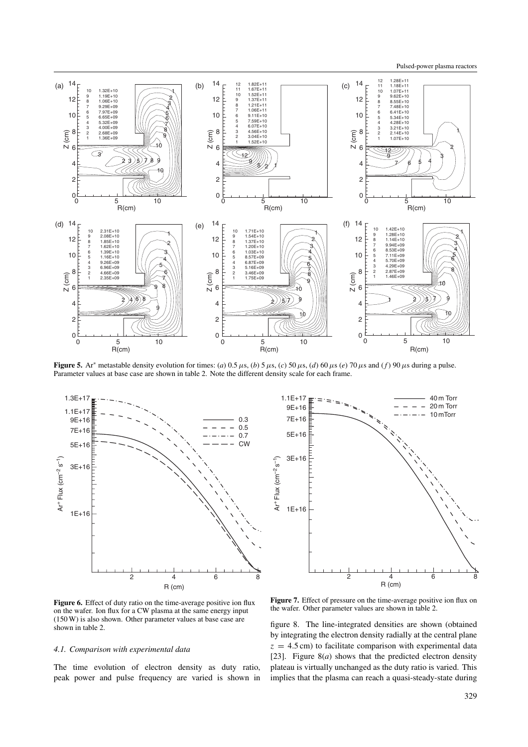**Figure 5.** Ar* metastable density evolution for times: (*a*) 0.5 μs, (*b*) 5 μs, (*c*) 50 μs, (*d*) 60 μs (*e*) 70 μs and (*f*) 90 μs during a pulse. Parameter values at base case are shown in table 2. Note the different density scale for each frame.

**Figure 6.** Effect of duty ratio on the time-average positive ion flux on the wafer. Ion flux for a CW plasma at the same energy input (150 W) is also shown. Other parameter values at base case are shown in table 2.

**Figure 7.** Effect of pressure on the time-average positive ion flux on the wafer. Other parameter values are shown in table 2.

### *4.1. Comparison with experimental data*

The time evolution of electron density as duty ratio, peak power and pulse frequency are varied is shown in figure 8. The line-integrated densities are shown (obtained by integrating the electron density radially at the central plane $z = 4.5$ cm) to facilitate comparison with experimental data [23]. Figure 8(*a*) shows that the predicted electron density plateau is virtually unchanged as the duty ratio is varied. This implies that the plasma can reach a quasi-steady-state during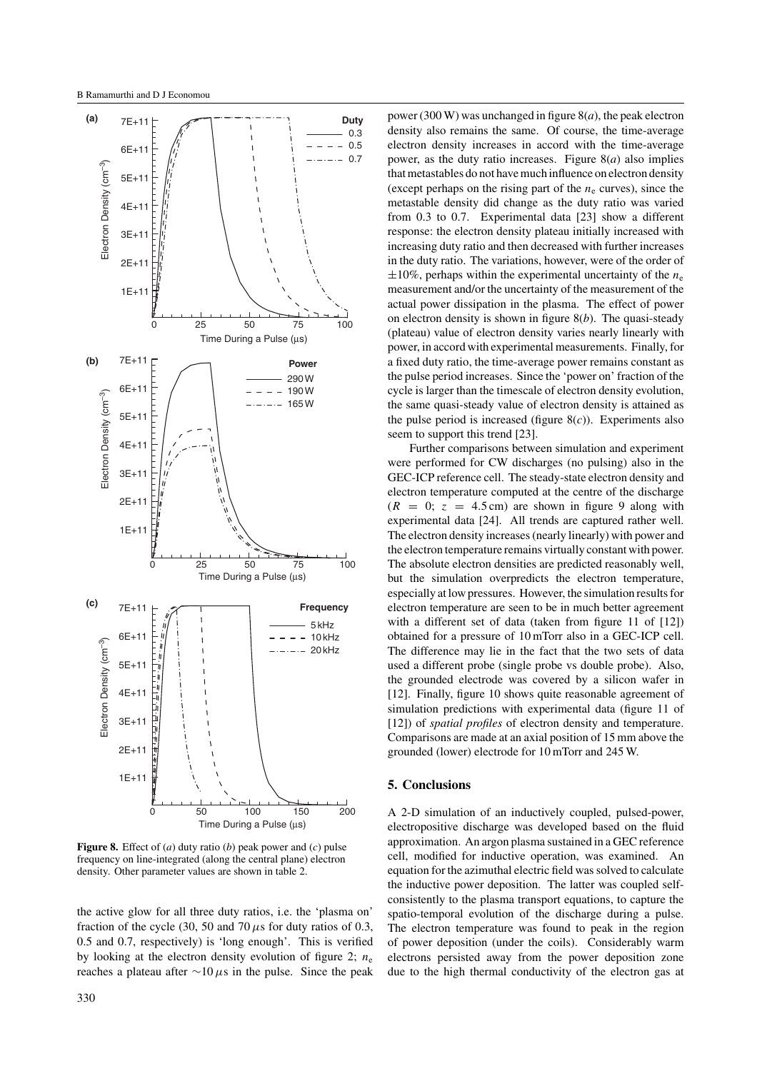**Figure 8.** Effect of (*a*) duty ratio (*b*) peak power and (*c*) pulse frequency on line-integrated (along the central plane) electron density. Other parameter values are shown in table 2.

the active glow for all three duty ratios, i.e. the 'plasma on' fraction of the cycle (30, 50 and 70 $\mu$s for duty ratios of 0.3, 0.5 and 0.7, respectively) is 'long enough'. This is verified by looking at the electron density evolution of figure 2; $n_e$ reaches a plateau after $\sim$10 $\mu$s in the pulse. Since the peak power (300 W) was unchanged in figure 8(*a*), the peak electron density also remains the same. Of course, the time-average electron density increases in accord with the time-average power, as the duty ratio increases. Figure 8(*a*) also implies that metastables do not have much influence on electron density (except perhaps on the rising part of the $n_e$ curves), since the metastable density did change as the duty ratio was varied from 0.3 to 0.7. Experimental data [23] show a different response: the electron density plateau initially increased with increasing duty ratio and then decreased with further increases in the duty ratio. The variations, however, were of the order of $\pm$10%, perhaps within the experimental uncertainty of the $n_e$ measurement and/or the uncertainty of the measurement of the actual power dissipation in the plasma. The effect of power on electron density is shown in figure 8(*b*). The quasi-steady (plateau) value of electron density varies nearly linearly with power, in accord with experimental measurements. Finally, for a fixed duty ratio, the time-average power remains constant as the pulse period increases. Since the 'power on' fraction of the cycle is larger than the timescale of electron density evolution, the same quasi-steady value of electron density is attained as the pulse period is increased (figure 8(*c*)). Experiments also seem to support this trend [23].

Further comparisons between simulation and experiment were performed for CW discharges (no pulsing) also in the GEC-ICP reference cell. The steady-state electron density and electron temperature computed at the centre of the discharge ($R$ = 0; $z$ = 4.5 cm) are shown in figure 9 along with experimental data [24]. All trends are captured rather well. The electron density increases (nearly linearly) with power and the electron temperature remains virtually constant with power. The absolute electron densities are predicted reasonably well, but the simulation overpredicts the electron temperature, especially at low pressures. However, the simulation results for electron temperature are seen to be in much better agreement with a different set of data (taken from figure 11 of [12]) obtained for a pressure of 10 mTorr also in a GEC-ICP cell. The difference may lie in the fact that the two sets of data used a different probe (single probe vs double probe). Also, the grounded electrode was covered by a silicon wafer in [12]. Finally, figure 10 shows quite reasonable agreement of simulation predictions with experimental data (figure 11 of [12]) of *spatial profiles* of electron density and temperature. Comparisons are made at an axial position of 15 mm above the grounded (lower) electrode for 10 mTorr and 245 W.

## 5. Conclusions

A 2-D simulation of an inductively coupled, pulsed-power, electropositive discharge was developed based on the fluid approximation. An argon plasma sustained in a GEC reference cell, modified for inductive operation, was examined. An equation for the azimuthal electric field was solved to calculate the inductive power deposition. The latter was coupled self-consistently to the plasma transport equations, to capture the spatio-temporal evolution of the discharge during a pulse. The electron temperature was found to peak in the region of power deposition (under the coils). Considerably warm electrons persisted away from the power deposition zone due to the high thermal conductivity of the electron gas at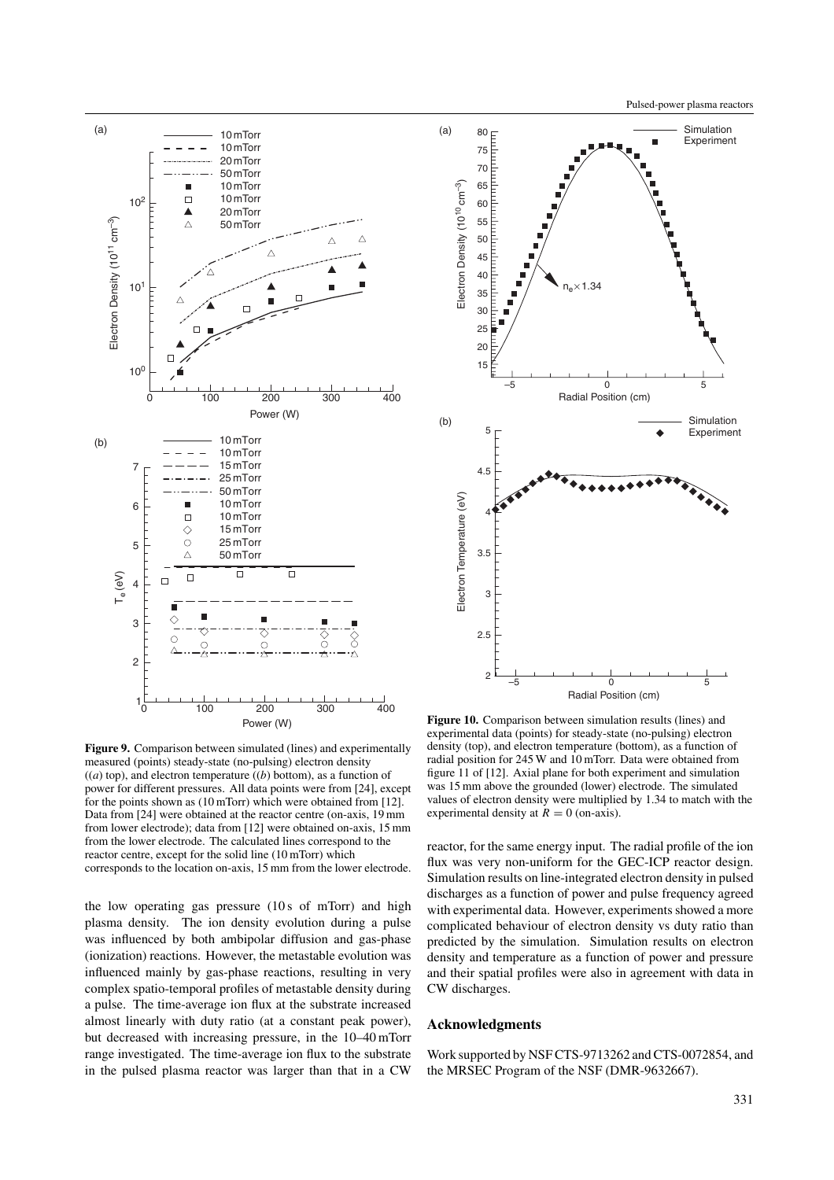**Figure 9.** Comparison between simulated (lines) and experimentally measured (points) steady-state (no-pulsing) electron density ((*a*) top), and electron temperature ((*b*) bottom), as a function of power for different pressures. All data points were from [24], except for the points shown as (10 mTorr) which were obtained from [12]. Data from [24] were obtained at the reactor centre (on-axis, 19 mm from lower electrode); data from [12] were obtained on-axis, 15 mm from the lower electrode. The calculated lines correspond to the reactor centre, except for the solid line (10 mTorr) which corresponds to the location on-axis, 15 mm from the lower electrode.

**Figure 10.** Comparison between simulation results (lines) and experimental data (points) for steady-state (no-pulsing) electron density (top), and electron temperature (bottom), as a function of radial position for 245 W and 10 mTorr. Data were obtained from figure 11 of [12]. Axial plane for both experiment and simulation was 15 mm above the grounded (lower) electrode. The simulated values of electron density were multiplied by 1.34 to match with the experimental density at $R = 0$ (on-axis).

the low operating gas pressure (10 s of mTorr) and high plasma density. The ion density evolution during a pulse was influenced by both ambipolar diffusion and gas-phase (ionization) reactions. However, the metastable evolution was influenced mainly by gas-phase reactions, resulting in very complex spatio-temporal profiles of metastable density during a pulse. The time-average ion flux at the substrate increased almost linearly with duty ratio (at a constant peak power), but decreased with increasing pressure, in the 10–40 mTorr range investigated. The time-average ion flux to the substrate in the pulsed plasma reactor was larger than that in a CW reactor, for the same energy input. The radial profile of the ion flux was very non-uniform for the GEC-ICP reactor design. Simulation results on line-integrated electron density in pulsed discharges as a function of power and pulse frequency agreed with experimental data. However, experiments showed a more complicated behaviour of electron density vs duty ratio than predicted by the simulation. Simulation results on electron density and temperature as a function of power and pressure and their spatial profiles were also in agreement with data in CW discharges.

## Acknowledgments

Work supported by NSF CTS-9713262 and CTS-0072854, and the MRSEC Program of the NSF (DMR-9632667).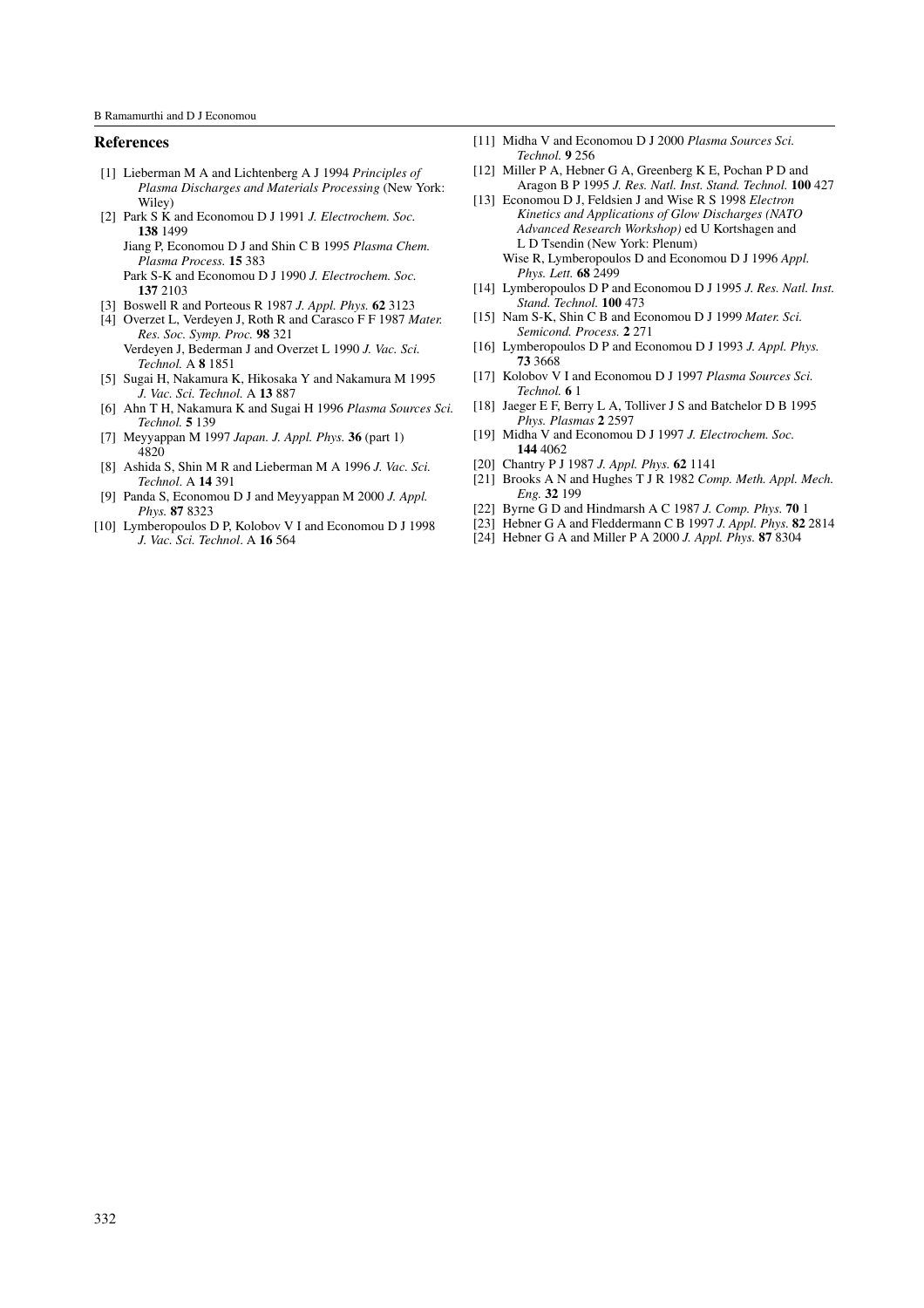## References

[1] Lieberman M A and Lichtenberg A J 1994 *Principles of Plasma Discharges and Materials Processing* (New York: Wiley)

[2] Park S K and Economou D J 1991 *J. Electrochem. Soc.* **138** 1499
Jiang P, Economou D J and Shin C B 1995 *Plasma Chem. Plasma Process.* **15** 383
Park S-K and Economou D J 1990 *J. Electrochem. Soc.* **137** 2103

[3] Boswell R and Porteous R 1987 *J. Appl. Phys.* **62** 3123

[4] Overzet L, Verdeyen J, Roth R and Carasco F F 1987 *Mater. Res. Soc. Symp. Proc.* **98** 321
Verdeyen J, Bederman J and Overzet L 1990 *J. Vac. Sci. Technol.* A **8** 1851

[5] Sugai H, Nakamura K, Hikosaka Y and Nakamura M 1995 *J. Vac. Sci. Technol.* A **13** 887

[6] Ahn T H, Nakamura K and Sugai H 1996 *Plasma Sources Sci. Technol.* **5** 139

[7] Meyyappan M 1997 *Japan. J. Appl. Phys.* **36** (part 1) 4820

[8] Ashida S, Shin M R and Lieberman M A 1996 *J. Vac. Sci. Technol*. A **14** 391

[9] Panda S, Economou D J and Meyyappan M 2000 *J. Appl. Phys.* **87** 8323

[10] Lymberopoulos D P, Kolobov V I and Economou D J 1998 *J. Vac. Sci. Technol*. A **16** 564

[11] Midha V and Economou D J 2000 *Plasma Sources Sci. Technol.* **9** 256

[12] Miller P A, Hebner G A, Greenberg K E, Pochan P D and Aragon B P 1995 *J. Res. Natl. Inst. Stand. Technol.* **100** 427

[13] Economou D J, Feldsien J and Wise R S 1998 *Electron Kinetics and Applications of Glow Discharges (NATO Advanced Research Workshop)* ed U Kortshagen and L D Tsendin (New York: Plenum)
Wise R, Lymberopoulos D and Economou D J 1996 *Appl. Phys. Lett.* **68** 2499

[14] Lymberopoulos D P and Economou D J 1995 *J. Res. Natl. Inst. Stand. Technol.* **100** 473

[15] Nam S-K, Shin C B and Economou D J 1999 *Mater. Sci. Semicond. Process.* **2** 271

[16] Lymberopoulos D P and Economou D J 1993 *J. Appl. Phys.* **73** 3668

[17] Kolobov V I and Economou D J 1997 *Plasma Sources Sci. Technol.* **6** 1

[18] Jaeger E F, Berry L A, Tolliver J S and Batchelor D B 1995 *Phys. Plasmas* **2** 2597

[19] Midha V and Economou D J 1997 *J. Electrochem. Soc.* **144** 4062

[20] Chantry P J 1987 *J. Appl. Phys.* **62** 1141

[21] Brooks A N and Hughes T J R 1982 *Comp. Meth. Appl. Mech. Eng.* **32** 199

[22] Byrne G D and Hindmarsh A C 1987 *J. Comp. Phys.* **70** 1

[23] Hebner G A and Fleddermann C B 1997 *J. Appl. Phys.* **82** 2814

[24] Hebner G A and Miller P A 2000 *J. Appl. Phys.* **87** 8304